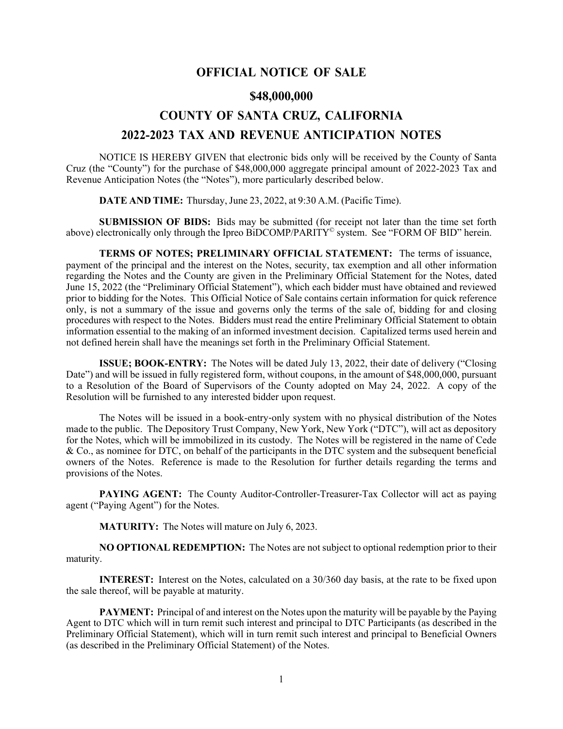# OFFICIAL NOTICE OF SALE

# $48,000,000

# COUNTY OF SANTA CRUZ, CALIFORNIA

# 2022-2023 TAX AND REVENUE ANTICIPATION NOTES

NOTICE IS HEREBY GIVEN that electronic bids only will be received by the County of Santa Cruz (the "County") for the purchase of $48,000,000 aggregate principal amount of 2022-2023 Tax and Revenue Anticipation Notes (the "Notes"), more particularly described below.

**DATE AND TIME:** Thursday, June 23, 2022, at 9:30 A.M. (Pacific Time).

**SUBMISSION OF BIDS:** Bids may be submitted (for receipt not later than the time set forth above) electronically only through the Ipreo BiDCOMP/PARITY© system. See "FORM OF BID" herein.

**TERMS OF NOTES; PRELIMINARY OFFICIAL STATEMENT:** The terms of issuance, payment of the principal and the interest on the Notes, security, tax exemption and all other information regarding the Notes and the County are given in the Preliminary Official Statement for the Notes, dated June 15, 2022 (the "Preliminary Official Statement"), which each bidder must have obtained and reviewed prior to bidding for the Notes. This Official Notice of Sale contains certain information for quick reference only, is not a summary of the issue and governs only the terms of the sale of, bidding for and closing procedures with respect to the Notes. Bidders must read the entire Preliminary Official Statement to obtain information essential to the making of an informed investment decision. Capitalized terms used herein and not defined herein shall have the meanings set forth in the Preliminary Official Statement.

**ISSUE; BOOK-ENTRY:** The Notes will be dated July 13, 2022, their date of delivery ("Closing Date") and will be issued in fully registered form, without coupons, in the amount of $48,000,000, pursuant to a Resolution of the Board of Supervisors of the County adopted on May 24, 2022. A copy of the Resolution will be furnished to any interested bidder upon request.

The Notes will be issued in a book-entry-only system with no physical distribution of the Notes made to the public. The Depository Trust Company, New York, New York ("DTC"), will act as depository for the Notes, which will be immobilized in its custody. The Notes will be registered in the name of Cede & Co., as nominee for DTC, on behalf of the participants in the DTC system and the subsequent beneficial owners of the Notes. Reference is made to the Resolution for further details regarding the terms and provisions of the Notes.

**PAYING AGENT:** The County Auditor-Controller-Treasurer-Tax Collector will act as paying agent ("Paying Agent") for the Notes.

**MATURITY:** The Notes will mature on July 6, 2023.

**NO OPTIONAL REDEMPTION:** The Notes are not subject to optional redemption prior to their maturity.

**INTEREST:** Interest on the Notes, calculated on a 30/360 day basis, at the rate to be fixed upon the sale thereof, will be payable at maturity.

**PAYMENT:** Principal of and interest on the Notes upon the maturity will be payable by the Paying Agent to DTC which will in turn remit such interest and principal to DTC Participants (as described in the Preliminary Official Statement), which will in turn remit such interest and principal to Beneficial Owners (as described in the Preliminary Official Statement) of the Notes.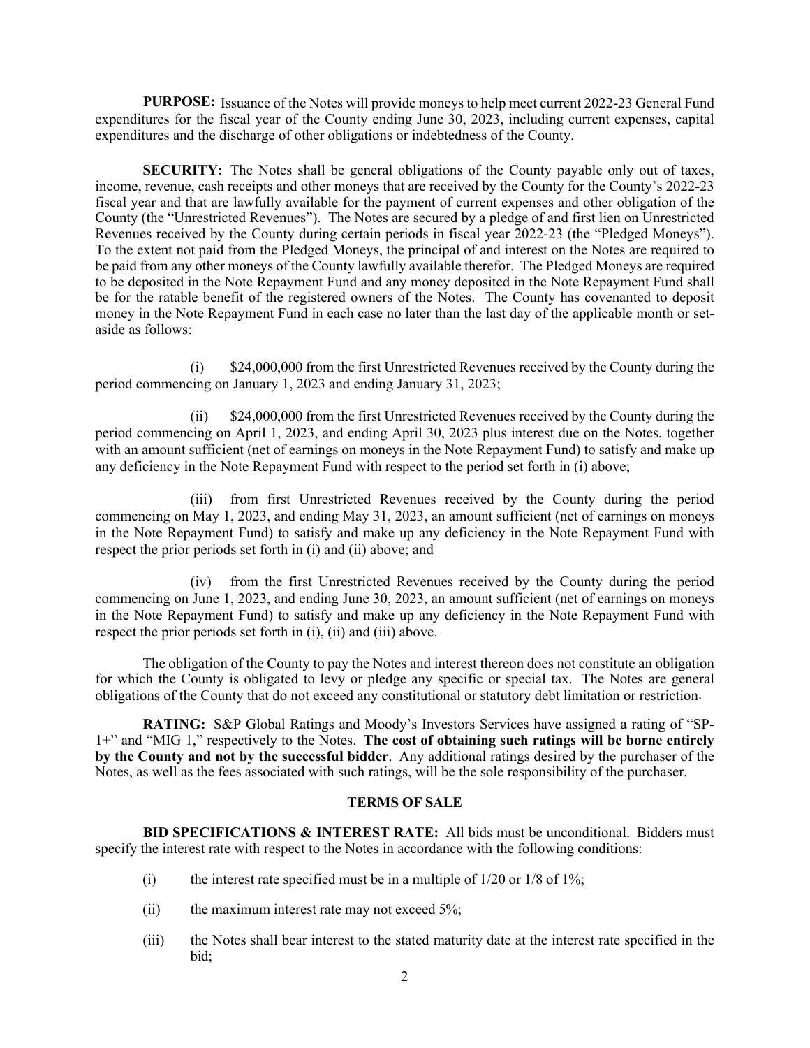**PURPOSE:** Issuance of the Notes will provide moneys to help meet current 2022-23 General Fund expenditures for the fiscal year of the County ending June 30, 2023, including current expenses, capital expenditures and the discharge of other obligations or indebtedness of the County.

**SECURITY:** The Notes shall be general obligations of the County payable only out of taxes, income, revenue, cash receipts and other moneys that are received by the County for the County's 2022-23 fiscal year and that are lawfully available for the payment of current expenses and other obligation of the County (the "Unrestricted Revenues"). The Notes are secured by a pledge of and first lien on Unrestricted Revenues received by the County during certain periods in fiscal year 2022-23 (the "Pledged Moneys"). To the extent not paid from the Pledged Moneys, the principal of and interest on the Notes are required to be paid from any other moneys of the County lawfully available therefor. The Pledged Moneys are required to be deposited in the Note Repayment Fund and any money deposited in the Note Repayment Fund shall be for the ratable benefit of the registered owners of the Notes. The County has covenanted to deposit money in the Note Repayment Fund in each case no later than the last day of the applicable month or set-aside as follows:

(i) $24,000,000 from the first Unrestricted Revenues received by the County during the period commencing on January 1, 2023 and ending January 31, 2023;

(ii) $24,000,000 from the first Unrestricted Revenues received by the County during the period commencing on April 1, 2023, and ending April 30, 2023 plus interest due on the Notes, together with an amount sufficient (net of earnings on moneys in the Note Repayment Fund) to satisfy and make up any deficiency in the Note Repayment Fund with respect to the period set forth in (i) above;

(iii) from first Unrestricted Revenues received by the County during the period commencing on May 1, 2023, and ending May 31, 2023, an amount sufficient (net of earnings on moneys in the Note Repayment Fund) to satisfy and make up any deficiency in the Note Repayment Fund with respect the prior periods set forth in (i) and (ii) above; and

(iv) from the first Unrestricted Revenues received by the County during the period commencing on June 1, 2023, and ending June 30, 2023, an amount sufficient (net of earnings on moneys in the Note Repayment Fund) to satisfy and make up any deficiency in the Note Repayment Fund with respect the prior periods set forth in (i), (ii) and (iii) above.

The obligation of the County to pay the Notes and interest thereon does not constitute an obligation for which the County is obligated to levy or pledge any specific or special tax. The Notes are general obligations of the County that do not exceed any constitutional or statutory debt limitation or restriction.

**RATING:** S&P Global Ratings and Moody's Investors Services have assigned a rating of "SP-1+" and "MIG 1," respectively to the Notes. **The cost of obtaining such ratings will be borne entirely by the County and not by the successful bidder**. Any additional ratings desired by the purchaser of the Notes, as well as the fees associated with such ratings, will be the sole responsibility of the purchaser.

## TERMS OF SALE

**BID SPECIFICATIONS & INTEREST RATE:** All bids must be unconditional. Bidders must specify the interest rate with respect to the Notes in accordance with the following conditions:

(i) the interest rate specified must be in a multiple of 1/20 or 1/8 of 1%;

(ii) the maximum interest rate may not exceed 5%;

(iii) the Notes shall bear interest to the stated maturity date at the interest rate specified in the bid;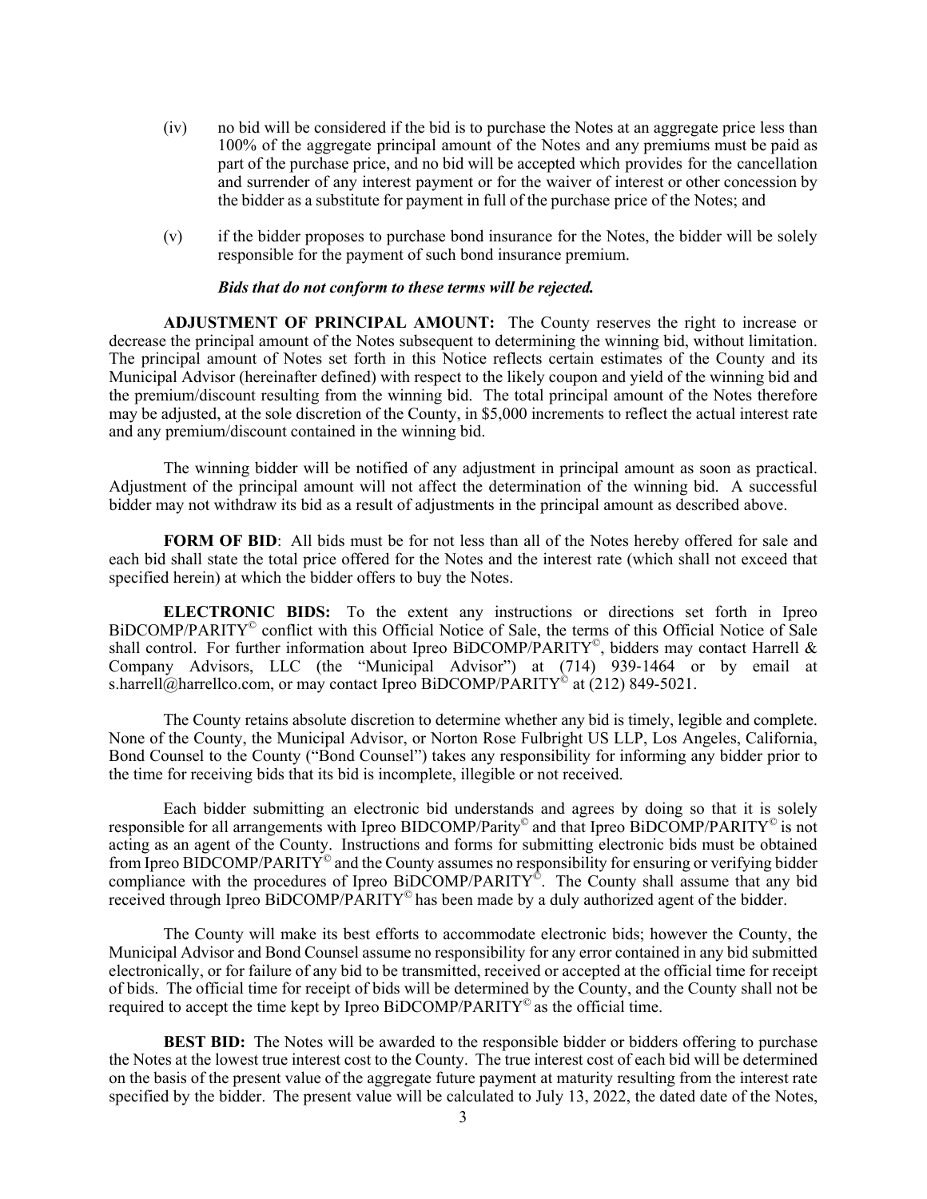(iv) no bid will be considered if the bid is to purchase the Notes at an aggregate price less than 100% of the aggregate principal amount of the Notes and any premiums must be paid as part of the purchase price, and no bid will be accepted which provides for the cancellation and surrender of any interest payment or for the waiver of interest or other concession by the bidder as a substitute for payment in full of the purchase price of the Notes; and

(v) if the bidder proposes to purchase bond insurance for the Notes, the bidder will be solely responsible for the payment of such bond insurance premium.

***Bids that do not conform to these terms will be rejected.***

**ADJUSTMENT OF PRINCIPAL AMOUNT:** The County reserves the right to increase or decrease the principal amount of the Notes subsequent to determining the winning bid, without limitation. The principal amount of Notes set forth in this Notice reflects certain estimates of the County and its Municipal Advisor (hereinafter defined) with respect to the likely coupon and yield of the winning bid and the premium/discount resulting from the winning bid. The total principal amount of the Notes therefore may be adjusted, at the sole discretion of the County, in $5,000 increments to reflect the actual interest rate and any premium/discount contained in the winning bid.

The winning bidder will be notified of any adjustment in principal amount as soon as practical. Adjustment of the principal amount will not affect the determination of the winning bid. A successful bidder may not withdraw its bid as a result of adjustments in the principal amount as described above.

**FORM OF BID**: All bids must be for not less than all of the Notes hereby offered for sale and each bid shall state the total price offered for the Notes and the interest rate (which shall not exceed that specified herein) at which the bidder offers to buy the Notes.

**ELECTRONIC BIDS:** To the extent any instructions or directions set forth in Ipreo BiDCOMP/PARITY© conflict with this Official Notice of Sale, the terms of this Official Notice of Sale shall control. For further information about Ipreo BiDCOMP/PARITY©, bidders may contact Harrell & Company Advisors, LLC (the "Municipal Advisor") at (714) 939-1464 or by email at s.harrell@harrellco.com, or may contact Ipreo BiDCOMP/PARITY© at (212) 849-5021.

The County retains absolute discretion to determine whether any bid is timely, legible and complete. None of the County, the Municipal Advisor, or Norton Rose Fulbright US LLP, Los Angeles, California, Bond Counsel to the County ("Bond Counsel") takes any responsibility for informing any bidder prior to the time for receiving bids that its bid is incomplete, illegible or not received.

Each bidder submitting an electronic bid understands and agrees by doing so that it is solely responsible for all arrangements with Ipreo BIDCOMP/Parity© and that Ipreo BiDCOMP/PARITY© is not acting as an agent of the County. Instructions and forms for submitting electronic bids must be obtained from Ipreo BIDCOMP/PARITY© and the County assumes no responsibility for ensuring or verifying bidder compliance with the procedures of Ipreo BiDCOMP/PARITY©. The County shall assume that any bid received through Ipreo BiDCOMP/PARITY© has been made by a duly authorized agent of the bidder.

The County will make its best efforts to accommodate electronic bids; however the County, the Municipal Advisor and Bond Counsel assume no responsibility for any error contained in any bid submitted electronically, or for failure of any bid to be transmitted, received or accepted at the official time for receipt of bids. The official time for receipt of bids will be determined by the County, and the County shall not be required to accept the time kept by Ipreo BiDCOMP/PARITY© as the official time.

**BEST BID:** The Notes will be awarded to the responsible bidder or bidders offering to purchase the Notes at the lowest true interest cost to the County. The true interest cost of each bid will be determined on the basis of the present value of the aggregate future payment at maturity resulting from the interest rate specified by the bidder. The present value will be calculated to July 13, 2022, the dated date of the Notes,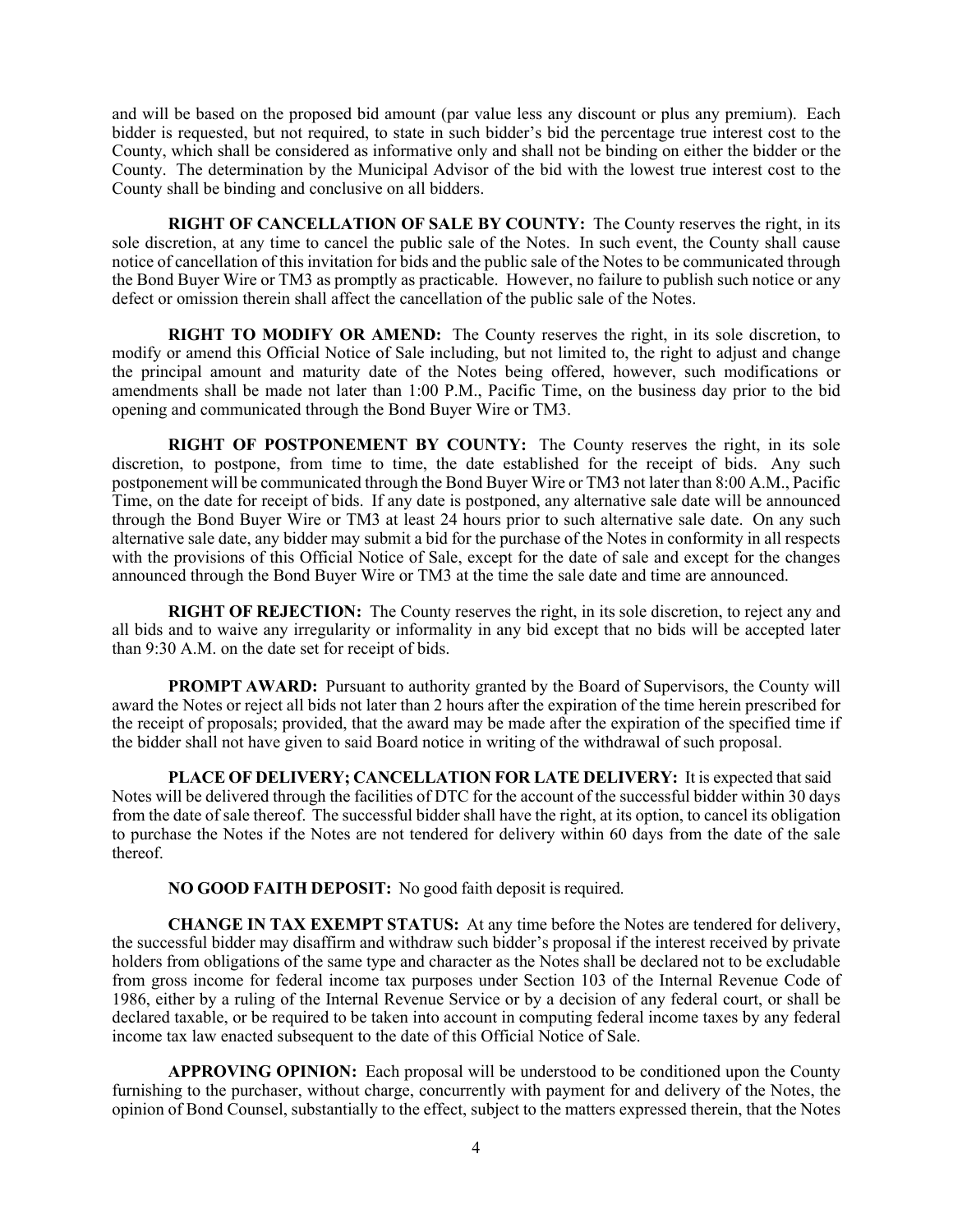and will be based on the proposed bid amount (par value less any discount or plus any premium). Each bidder is requested, but not required, to state in such bidder's bid the percentage true interest cost to the County, which shall be considered as informative only and shall not be binding on either the bidder or the County. The determination by the Municipal Advisor of the bid with the lowest true interest cost to the County shall be binding and conclusive on all bidders.

**RIGHT OF CANCELLATION OF SALE BY COUNTY:** The County reserves the right, in its sole discretion, at any time to cancel the public sale of the Notes. In such event, the County shall cause notice of cancellation of this invitation for bids and the public sale of the Notes to be communicated through the Bond Buyer Wire or TM3 as promptly as practicable. However, no failure to publish such notice or any defect or omission therein shall affect the cancellation of the public sale of the Notes.

**RIGHT TO MODIFY OR AMEND:** The County reserves the right, in its sole discretion, to modify or amend this Official Notice of Sale including, but not limited to, the right to adjust and change the principal amount and maturity date of the Notes being offered, however, such modifications or amendments shall be made not later than 1:00 P.M., Pacific Time, on the business day prior to the bid opening and communicated through the Bond Buyer Wire or TM3.

**RIGHT OF POSTPONEMENT BY COUNTY:** The County reserves the right, in its sole discretion, to postpone, from time to time, the date established for the receipt of bids. Any such postponement will be communicated through the Bond Buyer Wire or TM3 not later than 8:00 A.M., Pacific Time, on the date for receipt of bids. If any date is postponed, any alternative sale date will be announced through the Bond Buyer Wire or TM3 at least 24 hours prior to such alternative sale date. On any such alternative sale date, any bidder may submit a bid for the purchase of the Notes in conformity in all respects with the provisions of this Official Notice of Sale, except for the date of sale and except for the changes announced through the Bond Buyer Wire or TM3 at the time the sale date and time are announced.

**RIGHT OF REJECTION:** The County reserves the right, in its sole discretion, to reject any and all bids and to waive any irregularity or informality in any bid except that no bids will be accepted later than 9:30 A.M. on the date set for receipt of bids.

**PROMPT AWARD:** Pursuant to authority granted by the Board of Supervisors, the County will award the Notes or reject all bids not later than 2 hours after the expiration of the time herein prescribed for the receipt of proposals; provided, that the award may be made after the expiration of the specified time if the bidder shall not have given to said Board notice in writing of the withdrawal of such proposal.

**PLACE OF DELIVERY; CANCELLATION FOR LATE DELIVERY:** It is expected that said Notes will be delivered through the facilities of DTC for the account of the successful bidder within 30 days from the date of sale thereof. The successful bidder shall have the right, at its option, to cancel its obligation to purchase the Notes if the Notes are not tendered for delivery within 60 days from the date of the sale thereof.

**NO GOOD FAITH DEPOSIT:** No good faith deposit is required.

**CHANGE IN TAX EXEMPT STATUS:** At any time before the Notes are tendered for delivery, the successful bidder may disaffirm and withdraw such bidder's proposal if the interest received by private holders from obligations of the same type and character as the Notes shall be declared not to be excludable from gross income for federal income tax purposes under Section 103 of the Internal Revenue Code of 1986, either by a ruling of the Internal Revenue Service or by a decision of any federal court, or shall be declared taxable, or be required to be taken into account in computing federal income taxes by any federal income tax law enacted subsequent to the date of this Official Notice of Sale.

**APPROVING OPINION:** Each proposal will be understood to be conditioned upon the County furnishing to the purchaser, without charge, concurrently with payment for and delivery of the Notes, the opinion of Bond Counsel, substantially to the effect, subject to the matters expressed therein, that the Notes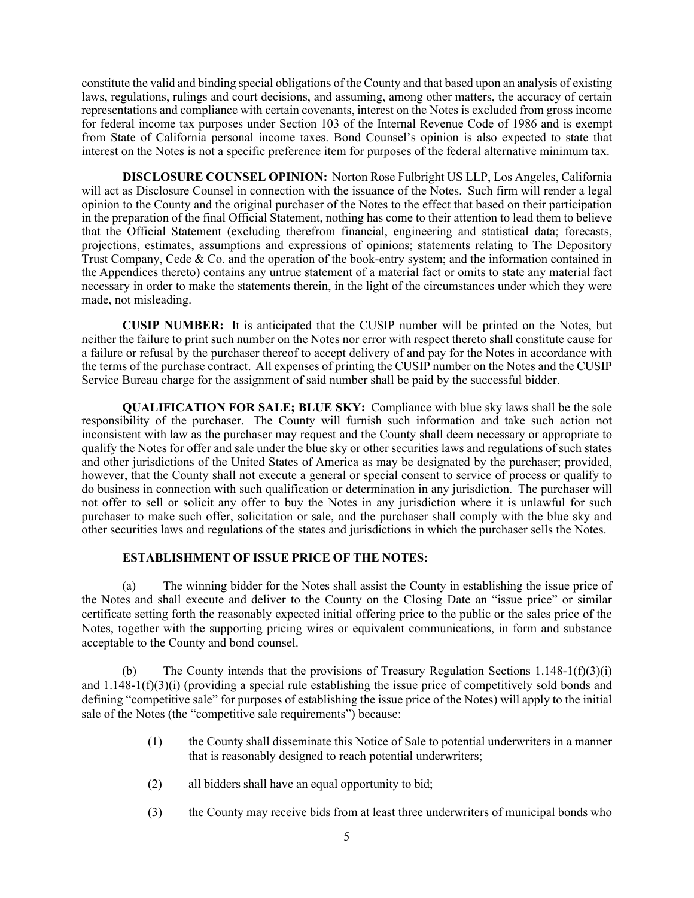constitute the valid and binding special obligations of the County and that based upon an analysis of existing laws, regulations, rulings and court decisions, and assuming, among other matters, the accuracy of certain representations and compliance with certain covenants, interest on the Notes is excluded from gross income for federal income tax purposes under Section 103 of the Internal Revenue Code of 1986 and is exempt from State of California personal income taxes. Bond Counsel's opinion is also expected to state that interest on the Notes is not a specific preference item for purposes of the federal alternative minimum tax.

**DISCLOSURE COUNSEL OPINION:** Norton Rose Fulbright US LLP, Los Angeles, California will act as Disclosure Counsel in connection with the issuance of the Notes. Such firm will render a legal opinion to the County and the original purchaser of the Notes to the effect that based on their participation in the preparation of the final Official Statement, nothing has come to their attention to lead them to believe that the Official Statement (excluding therefrom financial, engineering and statistical data; forecasts, projections, estimates, assumptions and expressions of opinions; statements relating to The Depository Trust Company, Cede & Co. and the operation of the book-entry system; and the information contained in the Appendices thereto) contains any untrue statement of a material fact or omits to state any material fact necessary in order to make the statements therein, in the light of the circumstances under which they were made, not misleading.

**CUSIP NUMBER:** It is anticipated that the CUSIP number will be printed on the Notes, but neither the failure to print such number on the Notes nor error with respect thereto shall constitute cause for a failure or refusal by the purchaser thereof to accept delivery of and pay for the Notes in accordance with the terms of the purchase contract. All expenses of printing the CUSIP number on the Notes and the CUSIP Service Bureau charge for the assignment of said number shall be paid by the successful bidder.

**QUALIFICATION FOR SALE; BLUE SKY:** Compliance with blue sky laws shall be the sole responsibility of the purchaser. The County will furnish such information and take such action not inconsistent with law as the purchaser may request and the County shall deem necessary or appropriate to qualify the Notes for offer and sale under the blue sky or other securities laws and regulations of such states and other jurisdictions of the United States of America as may be designated by the purchaser; provided, however, that the County shall not execute a general or special consent to service of process or qualify to do business in connection with such qualification or determination in any jurisdiction. The purchaser will not offer to sell or solicit any offer to buy the Notes in any jurisdiction where it is unlawful for such purchaser to make such offer, solicitation or sale, and the purchaser shall comply with the blue sky and other securities laws and regulations of the states and jurisdictions in which the purchaser sells the Notes.

**ESTABLISHMENT OF ISSUE PRICE OF THE NOTES:**

(a) The winning bidder for the Notes shall assist the County in establishing the issue price of the Notes and shall execute and deliver to the County on the Closing Date an "issue price" or similar certificate setting forth the reasonably expected initial offering price to the public or the sales price of the Notes, together with the supporting pricing wires or equivalent communications, in form and substance acceptable to the County and bond counsel.

(b) The County intends that the provisions of Treasury Regulation Sections 1.148-1(f)(3)(i) and 1.148-1(f)(3)(i) (providing a special rule establishing the issue price of competitively sold bonds and defining "competitive sale" for purposes of establishing the issue price of the Notes) will apply to the initial sale of the Notes (the "competitive sale requirements") because:

(1) the County shall disseminate this Notice of Sale to potential underwriters in a manner that is reasonably designed to reach potential underwriters;

(2) all bidders shall have an equal opportunity to bid;

(3) the County may receive bids from at least three underwriters of municipal bonds who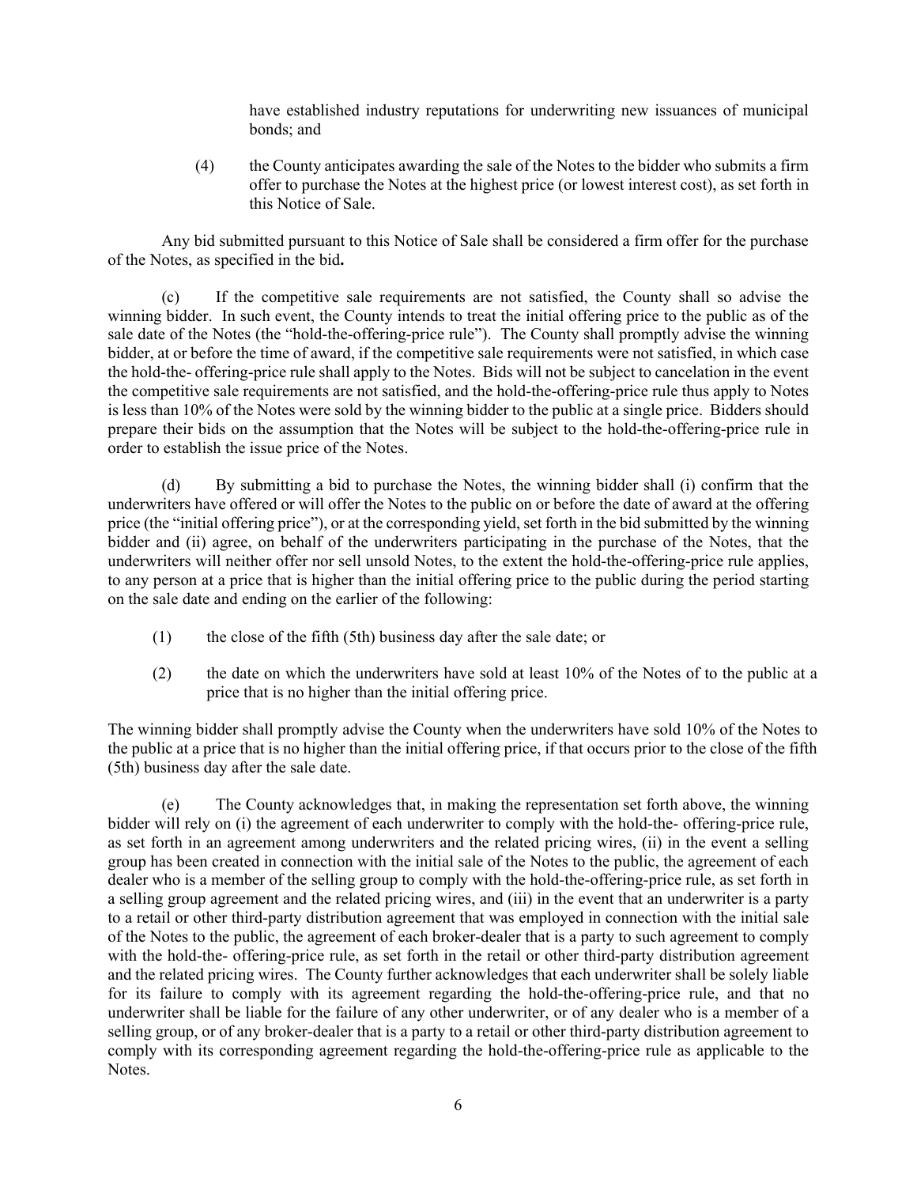have established industry reputations for underwriting new issuances of municipal bonds; and

(4) the County anticipates awarding the sale of the Notes to the bidder who submits a firm offer to purchase the Notes at the highest price (or lowest interest cost), as set forth in this Notice of Sale.

Any bid submitted pursuant to this Notice of Sale shall be considered a firm offer for the purchase of the Notes, as specified in the bid**.**

(c) If the competitive sale requirements are not satisfied, the County shall so advise the winning bidder. In such event, the County intends to treat the initial offering price to the public as of the sale date of the Notes (the "hold-the-offering-price rule"). The County shall promptly advise the winning bidder, at or before the time of award, if the competitive sale requirements were not satisfied, in which case the hold-the- offering-price rule shall apply to the Notes. Bids will not be subject to cancelation in the event the competitive sale requirements are not satisfied, and the hold-the-offering-price rule thus apply to Notes is less than 10% of the Notes were sold by the winning bidder to the public at a single price. Bidders should prepare their bids on the assumption that the Notes will be subject to the hold-the-offering-price rule in order to establish the issue price of the Notes.

(d) By submitting a bid to purchase the Notes, the winning bidder shall (i) confirm that the underwriters have offered or will offer the Notes to the public on or before the date of award at the offering price (the "initial offering price"), or at the corresponding yield, set forth in the bid submitted by the winning bidder and (ii) agree, on behalf of the underwriters participating in the purchase of the Notes, that the underwriters will neither offer nor sell unsold Notes, to the extent the hold-the-offering-price rule applies, to any person at a price that is higher than the initial offering price to the public during the period starting on the sale date and ending on the earlier of the following:

(1) the close of the fifth (5th) business day after the sale date; or

(2) the date on which the underwriters have sold at least 10% of the Notes of to the public at a price that is no higher than the initial offering price.

The winning bidder shall promptly advise the County when the underwriters have sold 10% of the Notes to the public at a price that is no higher than the initial offering price, if that occurs prior to the close of the fifth (5th) business day after the sale date.

(e) The County acknowledges that, in making the representation set forth above, the winning bidder will rely on (i) the agreement of each underwriter to comply with the hold-the- offering-price rule, as set forth in an agreement among underwriters and the related pricing wires, (ii) in the event a selling group has been created in connection with the initial sale of the Notes to the public, the agreement of each dealer who is a member of the selling group to comply with the hold-the-offering-price rule, as set forth in a selling group agreement and the related pricing wires, and (iii) in the event that an underwriter is a party to a retail or other third-party distribution agreement that was employed in connection with the initial sale of the Notes to the public, the agreement of each broker-dealer that is a party to such agreement to comply with the hold-the- offering-price rule, as set forth in the retail or other third-party distribution agreement and the related pricing wires. The County further acknowledges that each underwriter shall be solely liable for its failure to comply with its agreement regarding the hold-the-offering-price rule, and that no underwriter shall be liable for the failure of any other underwriter, or of any dealer who is a member of a selling group, or of any broker-dealer that is a party to a retail or other third-party distribution agreement to comply with its corresponding agreement regarding the hold-the-offering-price rule as applicable to the Notes.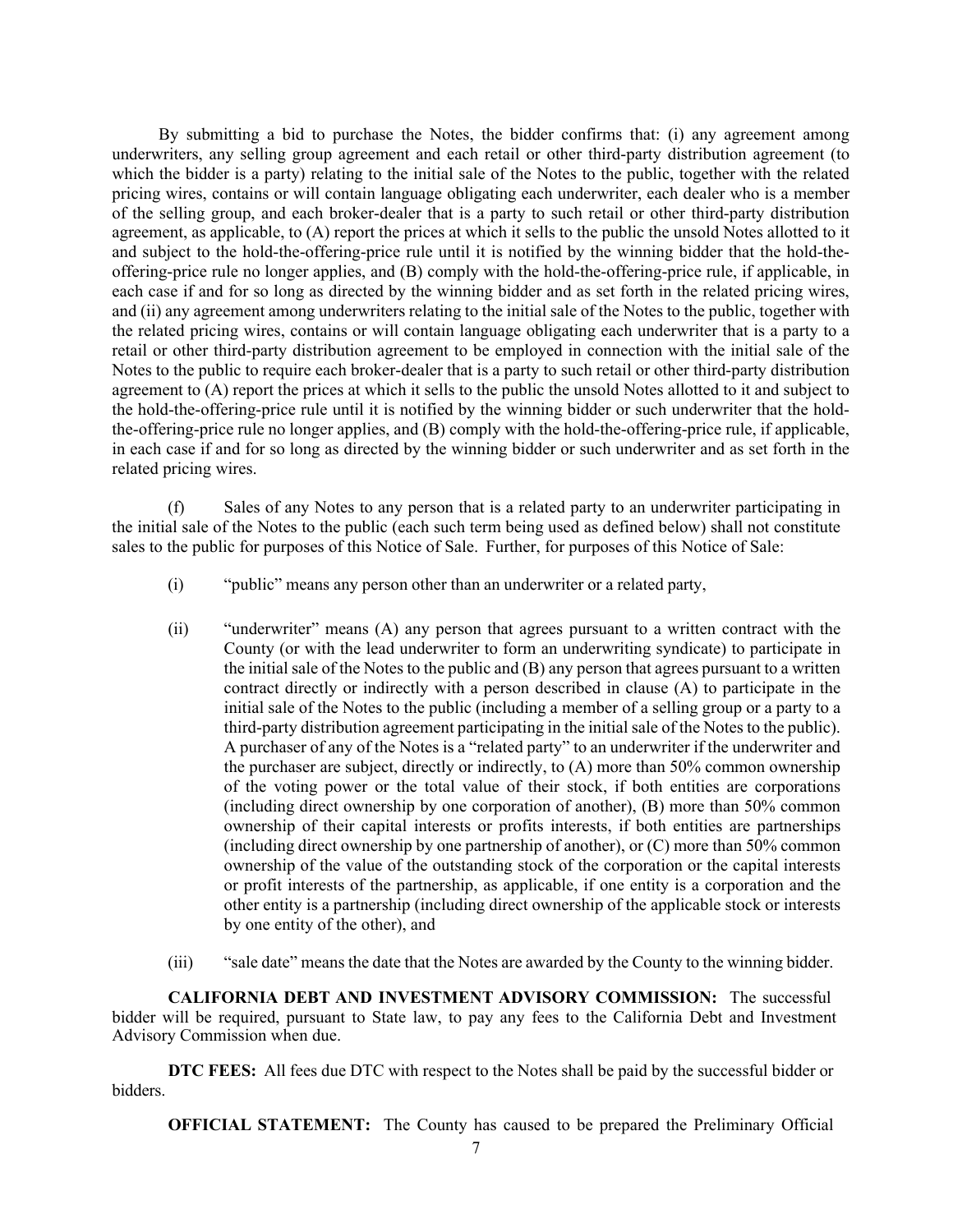By submitting a bid to purchase the Notes, the bidder confirms that: (i) any agreement among underwriters, any selling group agreement and each retail or other third-party distribution agreement (to which the bidder is a party) relating to the initial sale of the Notes to the public, together with the related pricing wires, contains or will contain language obligating each underwriter, each dealer who is a member of the selling group, and each broker-dealer that is a party to such retail or other third-party distribution agreement, as applicable, to (A) report the prices at which it sells to the public the unsold Notes allotted to it and subject to the hold-the-offering-price rule until it is notified by the winning bidder that the hold-the-offering-price rule no longer applies, and (B) comply with the hold-the-offering-price rule, if applicable, in each case if and for so long as directed by the winning bidder and as set forth in the related pricing wires, and (ii) any agreement among underwriters relating to the initial sale of the Notes to the public, together with the related pricing wires, contains or will contain language obligating each underwriter that is a party to a retail or other third-party distribution agreement to be employed in connection with the initial sale of the Notes to the public to require each broker-dealer that is a party to such retail or other third-party distribution agreement to (A) report the prices at which it sells to the public the unsold Notes allotted to it and subject to the hold-the-offering-price rule until it is notified by the winning bidder or such underwriter that the hold-the-offering-price rule no longer applies, and (B) comply with the hold-the-offering-price rule, if applicable, in each case if and for so long as directed by the winning bidder or such underwriter and as set forth in the related pricing wires.

(f) Sales of any Notes to any person that is a related party to an underwriter participating in the initial sale of the Notes to the public (each such term being used as defined below) shall not constitute sales to the public for purposes of this Notice of Sale. Further, for purposes of this Notice of Sale:

(i) "public" means any person other than an underwriter or a related party,

(ii) "underwriter" means (A) any person that agrees pursuant to a written contract with the County (or with the lead underwriter to form an underwriting syndicate) to participate in the initial sale of the Notes to the public and (B) any person that agrees pursuant to a written contract directly or indirectly with a person described in clause (A) to participate in the initial sale of the Notes to the public (including a member of a selling group or a party to a third-party distribution agreement participating in the initial sale of the Notes to the public). A purchaser of any of the Notes is a "related party" to an underwriter if the underwriter and the purchaser are subject, directly or indirectly, to (A) more than 50% common ownership of the voting power or the total value of their stock, if both entities are corporations (including direct ownership by one corporation of another), (B) more than 50% common ownership of their capital interests or profits interests, if both entities are partnerships (including direct ownership by one partnership of another), or (C) more than 50% common ownership of the value of the outstanding stock of the corporation or the capital interests or profit interests of the partnership, as applicable, if one entity is a corporation and the other entity is a partnership (including direct ownership of the applicable stock or interests by one entity of the other), and

(iii) "sale date" means the date that the Notes are awarded by the County to the winning bidder.

**CALIFORNIA DEBT AND INVESTMENT ADVISORY COMMISSION:** The successful bidder will be required, pursuant to State law, to pay any fees to the California Debt and Investment Advisory Commission when due.

**DTC FEES:** All fees due DTC with respect to the Notes shall be paid by the successful bidder or bidders.

**OFFICIAL STATEMENT:** The County has caused to be prepared the Preliminary Official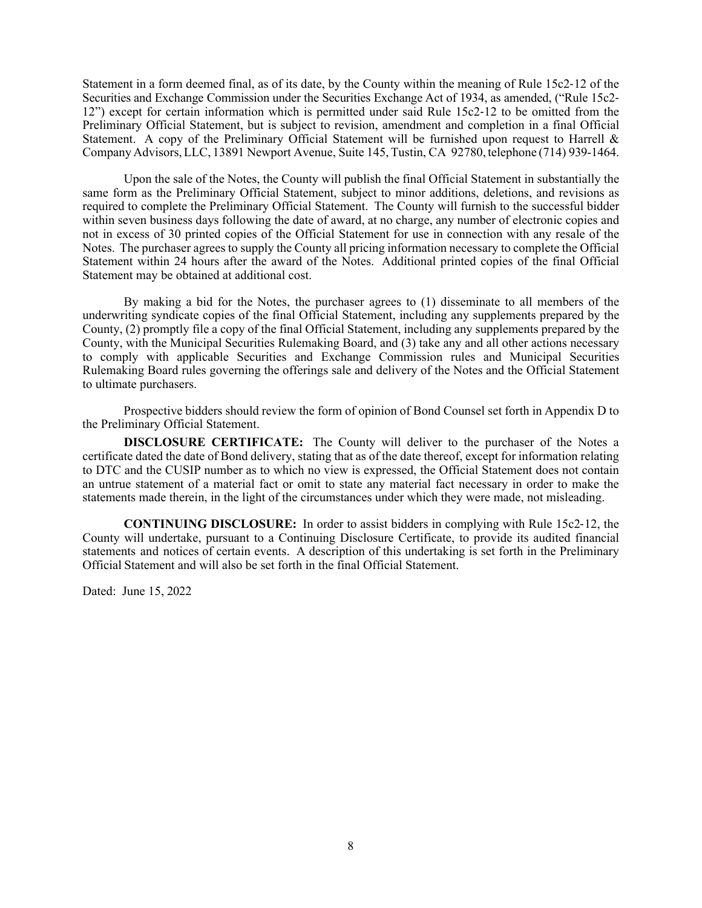Statement in a form deemed final, as of its date, by the County within the meaning of Rule 15c2-12 of the Securities and Exchange Commission under the Securities Exchange Act of 1934, as amended, ("Rule 15c2-12") except for certain information which is permitted under said Rule 15c2-12 to be omitted from the Preliminary Official Statement, but is subject to revision, amendment and completion in a final Official Statement. A copy of the Preliminary Official Statement will be furnished upon request to Harrell & Company Advisors, LLC, 13891 Newport Avenue, Suite 145, Tustin, CA 92780, telephone (714) 939-1464.

Upon the sale of the Notes, the County will publish the final Official Statement in substantially the same form as the Preliminary Official Statement, subject to minor additions, deletions, and revisions as required to complete the Preliminary Official Statement. The County will furnish to the successful bidder within seven business days following the date of award, at no charge, any number of electronic copies and not in excess of 30 printed copies of the Official Statement for use in connection with any resale of the Notes. The purchaser agrees to supply the County all pricing information necessary to complete the Official Statement within 24 hours after the award of the Notes. Additional printed copies of the final Official Statement may be obtained at additional cost.

By making a bid for the Notes, the purchaser agrees to (1) disseminate to all members of the underwriting syndicate copies of the final Official Statement, including any supplements prepared by the County, (2) promptly file a copy of the final Official Statement, including any supplements prepared by the County, with the Municipal Securities Rulemaking Board, and (3) take any and all other actions necessary to comply with applicable Securities and Exchange Commission rules and Municipal Securities Rulemaking Board rules governing the offerings sale and delivery of the Notes and the Official Statement to ultimate purchasers.

Prospective bidders should review the form of opinion of Bond Counsel set forth in Appendix D to the Preliminary Official Statement.

**DISCLOSURE CERTIFICATE:** The County will deliver to the purchaser of the Notes a certificate dated the date of Bond delivery, stating that as of the date thereof, except for information relating to DTC and the CUSIP number as to which no view is expressed, the Official Statement does not contain an untrue statement of a material fact or omit to state any material fact necessary in order to make the statements made therein, in the light of the circumstances under which they were made, not misleading.

**CONTINUING DISCLOSURE:** In order to assist bidders in complying with Rule 15c2-12, the County will undertake, pursuant to a Continuing Disclosure Certificate, to provide its audited financial statements and notices of certain events. A description of this undertaking is set forth in the Preliminary Official Statement and will also be set forth in the final Official Statement.

Dated: June 15, 2022